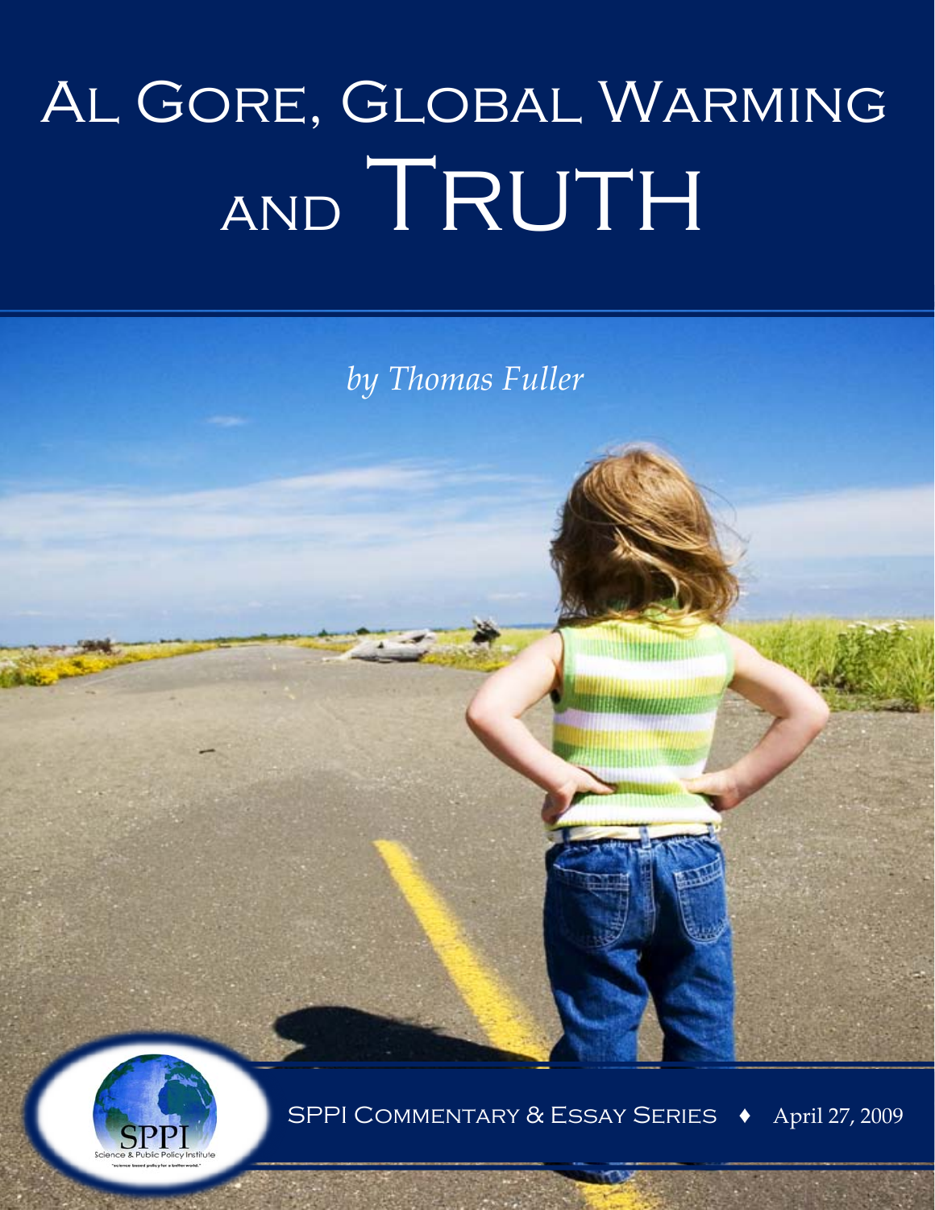# Al Gore, Global Warming and Truth

*by Thomas Fuller*

SPPI Commentary & Essay Series ♦ April 27, 2009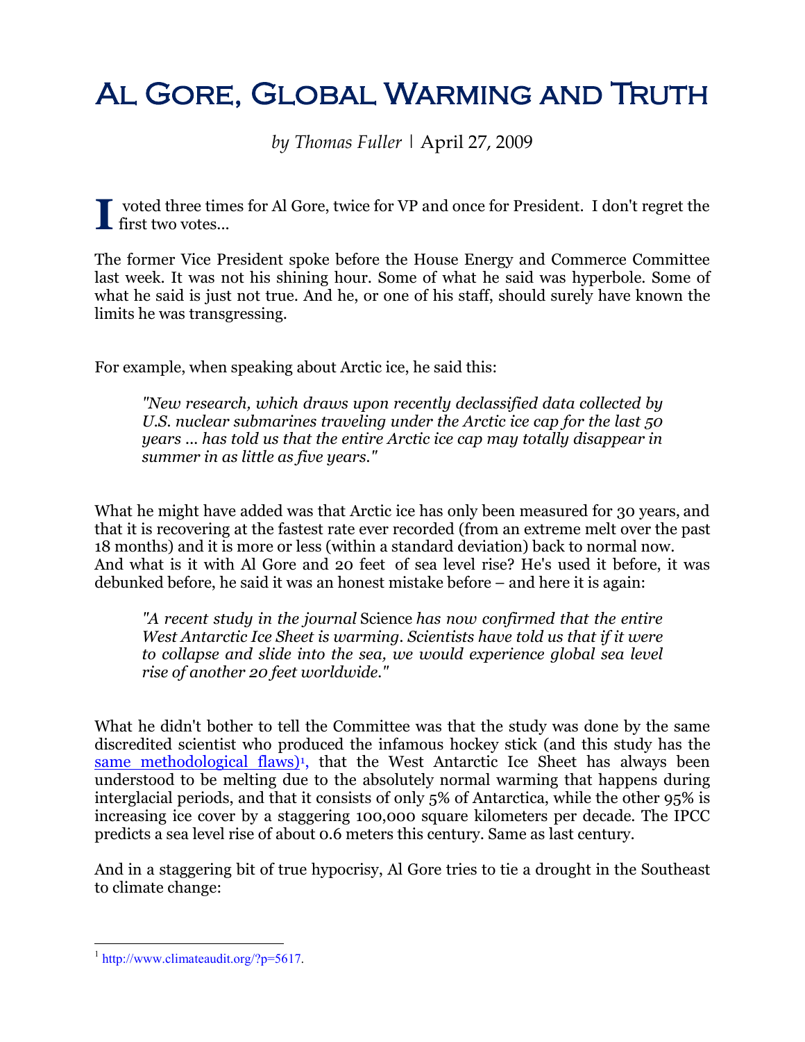# Al Gore, Global Warming and Truth

*by Thomas Fuller* | April 27, 2009

I voted three times for Al Gore, twice for VP and once for President. I don't regret the first two votes...

The former Vice President spoke before the House Energy and Commerce Committee last week. It was not his shining hour. Some of what he said was hyperbole. Some of what he said is just not true. And he, or one of his staff, should surely have known the limits he was transgressing.

For example, when speaking about Arctic ice, he said this:

> *"New research, which draws upon recently declassified data collected by U.S. nuclear submarines traveling under the Arctic ice cap for the last 50 years ... has told us that the entire Arctic ice cap may totally disappear in summer in as little as five years."*

What he might have added was that Arctic ice has only been measured for 30 years, and that it is recovering at the fastest rate ever recorded (from an extreme melt over the past 18 months) and it is more or less (within a standard deviation) back to normal now. And what is it with Al Gore and 20 feet of sea level rise? He's used it before, it was debunked before, he said it was an honest mistake before – and here it is again:

> *"A recent study in the journal* Science *has now confirmed that the entire West Antarctic Ice Sheet is warming. Scientists have told us that if it were to collapse and slide into the sea, we would experience global sea level rise of another 20 feet worldwide."*

What he didn't bother to tell the Committee was that the study was done by the same discredited scientist who produced the infamous hockey stick (and this study has the same methodological flaws)[1], that the West Antarctic Ice Sheet has always been understood to be melting due to the absolutely normal warming that happens during interglacial periods, and that it consists of only 5% of Antarctica, while the other 95% is increasing ice cover by a staggering 100,000 square kilometers per decade. The IPCC predicts a sea level rise of about 0.6 meters this century. Same as last century.

And in a staggering bit of true hypocrisy, Al Gore tries to tie a drought in the Southeast to climate change:

---

[1] http://www.climateaudit.org/?p=5617.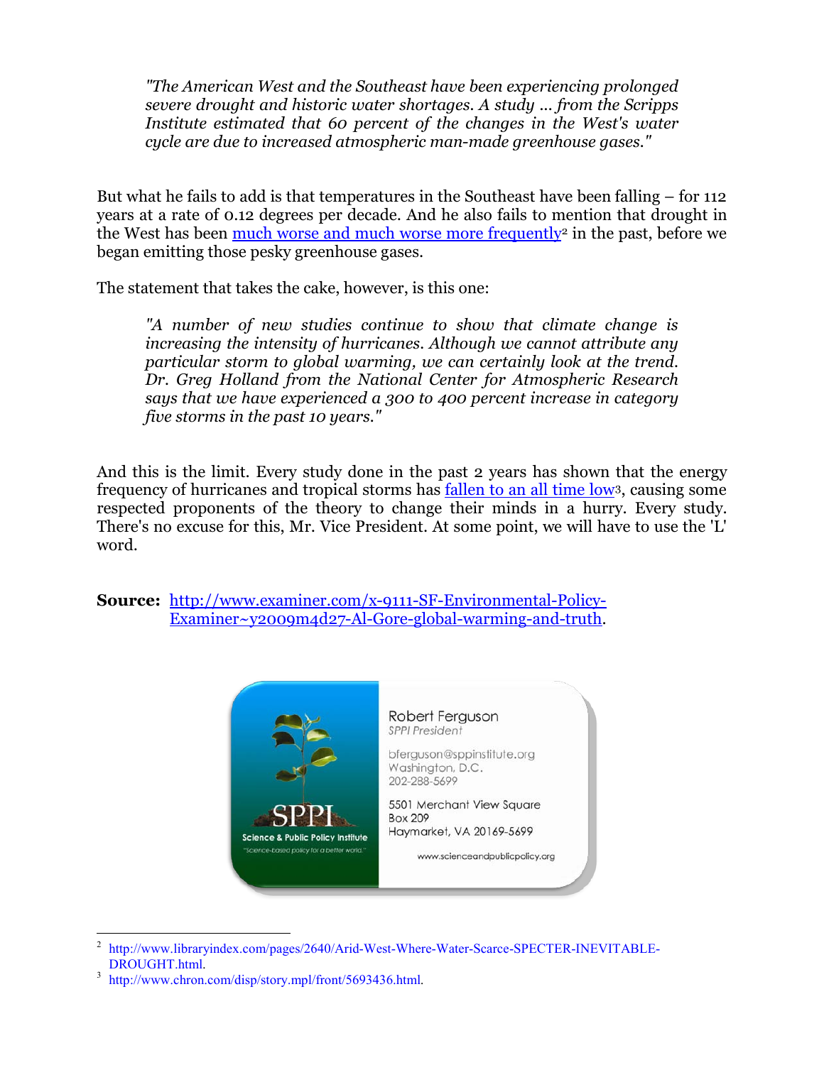> *"The American West and the Southeast have been experiencing prolonged severe drought and historic water shortages. A study ... from the Scripps Institute estimated that 60 percent of the changes in the West's water cycle are due to increased atmospheric man-made greenhouse gases."*

But what he fails to add is that temperatures in the Southeast have been falling – for 112 years at a rate of 0.12 degrees per decade. And he also fails to mention that drought in the West has been much worse and much worse more frequently[2] in the past, before we began emitting those pesky greenhouse gases.

The statement that takes the cake, however, is this one:

> *"A number of new studies continue to show that climate change is increasing the intensity of hurricanes. Although we cannot attribute any particular storm to global warming, we can certainly look at the trend. Dr. Greg Holland from the National Center for Atmospheric Research says that we have experienced a 300 to 400 percent increase in category five storms in the past 10 years."*

And this is the limit. Every study done in the past 2 years has shown that the energy frequency of hurricanes and tropical storms has fallen to an all time low[3], causing some respected proponents of the theory to change their minds in a hurry. Every study. There's no excuse for this, Mr. Vice President. At some point, we will have to use the 'L' word.

**Source:** http://www.examiner.com/x-9111-SF-Environmental-Policy-Examiner~y2009m4d27-Al-Gore-global-warming-and-truth.

SPPI
Science & Public Policy Institute
"science-based policy for a better world."

Robert Ferguson
*SPPI President*

bferguson@sppinstitute.org
Washington, D.C.
202-288-5699

5501 Merchant View Square
Box 209
Haymarket, VA 20169-5699

www.scienceandpublicpolicy.org

---

[2] http://www.libraryindex.com/pages/2640/Arid-West-Where-Water-Scarce-SPECTER-INEVITABLE-DROUGHT.html.

[3] http://www.chron.com/disp/story.mpl/front/5693436.html.